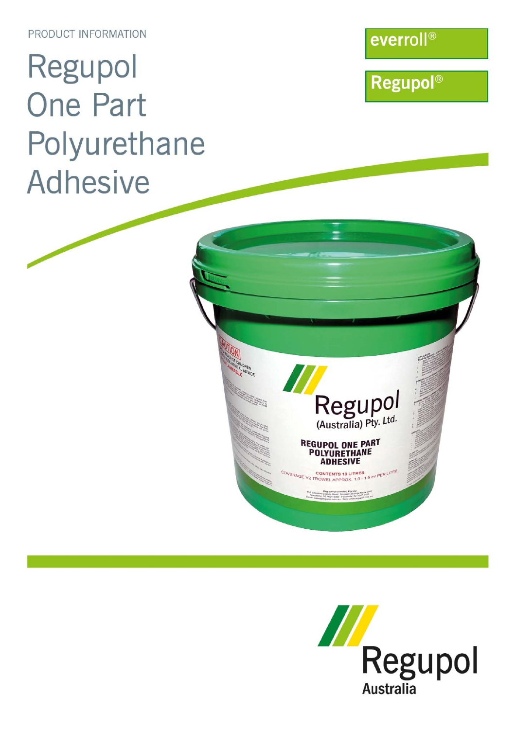PRODUCT INFORMATION

# Regupol One Part Polyurethane Adhesive

everroll®

Regupol®

Regupol Australia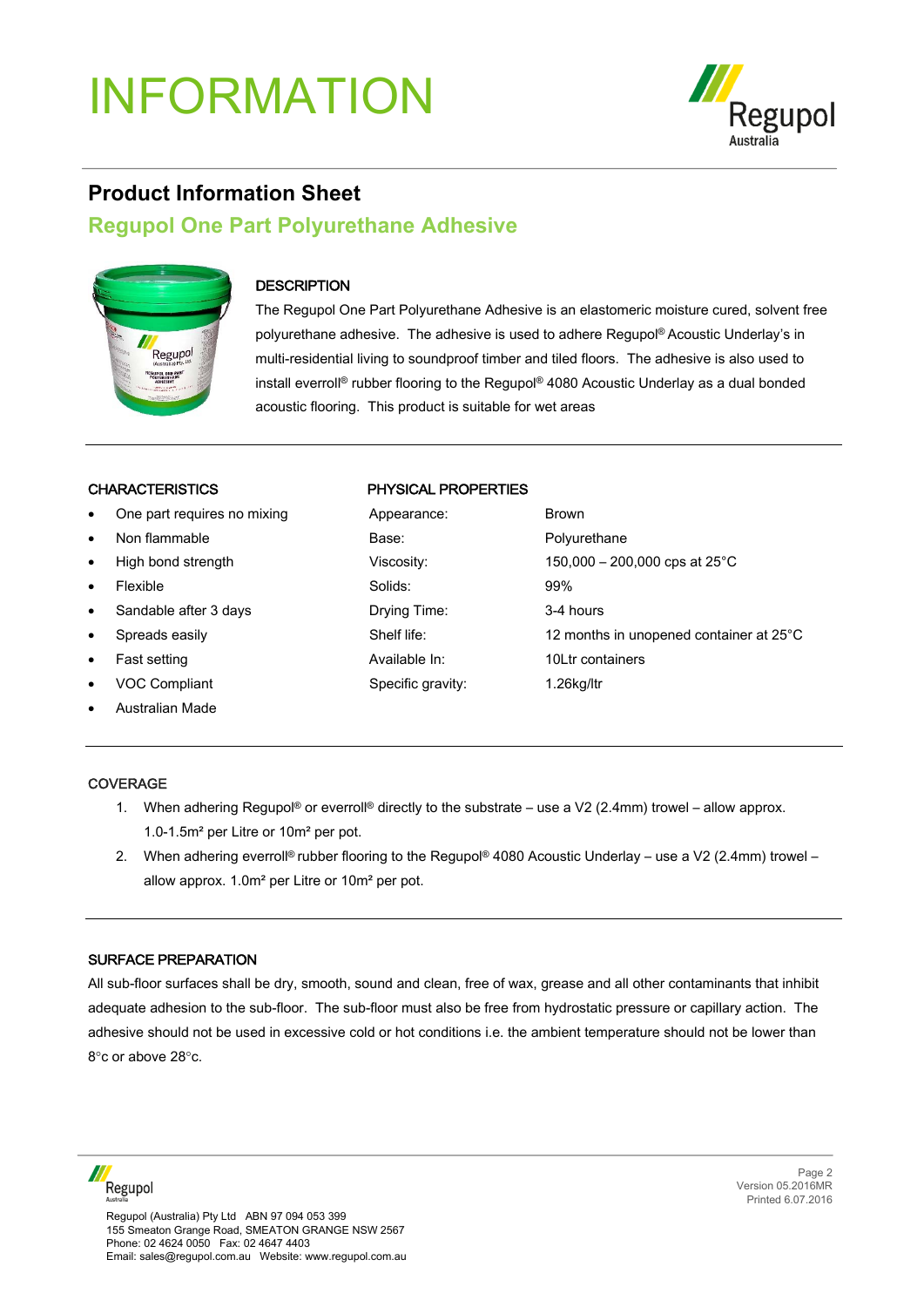# INFORMATION

## Product Information Sheet

## Regupol One Part Polyurethane Adhesive

### DESCRIPTION

The Regupol One Part Polyurethane Adhesive is an elastomeric moisture cured, solvent free polyurethane adhesive. The adhesive is used to adhere Regupol® Acoustic Underlay's in multi-residential living to soundproof timber and tiled floors. The adhesive is also used to install everroll® rubber flooring to the Regupol® 4080 Acoustic Underlay as a dual bonded acoustic flooring. This product is suitable for wet areas

### CHARACTERISTICS

- One part requires no mixing
- Non flammable
- High bond strength
- Flexible
- Sandable after 3 days
- Spreads easily
- Fast setting
- VOC Compliant
- Australian Made

### PHYSICAL PROPERTIES

| | |
|---|---|
| Appearance: | Brown |
| Base: | Polyurethane |
| Viscosity: | 150,000 – 200,000 cps at 25°C |
| Solids: | 99% |
| Drying Time: | 3-4 hours |
| Shelf life: | 12 months in unopened container at 25°C |
| Available In: | 10Ltr containers |
| Specific gravity: | 1.26kg/ltr |

### COVERAGE

1. When adhering Regupol® or everroll® directly to the substrate – use a V2 (2.4mm) trowel – allow approx. 1.0-1.5m² per Litre or 10m² per pot.
2. When adhering everroll® rubber flooring to the Regupol® 4080 Acoustic Underlay – use a V2 (2.4mm) trowel – allow approx. 1.0m² per Litre or 10m² per pot.

### SURFACE PREPARATION

All sub-floor surfaces shall be dry, smooth, sound and clean, free of wax, grease and all other contaminants that inhibit adequate adhesion to the sub-floor. The sub-floor must also be free from hydrostatic pressure or capillary action. The adhesive should not be used in excessive cold or hot conditions i.e. the ambient temperature should not be lower than 8°c or above 28°c.

Regupol (Australia) Pty Ltd ABN 97 094 053 399
155 Smeaton Grange Road, SMEATON GRANGE NSW 2567
Phone: 02 4624 0050 Fax: 02 4647 4403
Email: sales@regupol.com.au Website: www.regupol.com.au

Version 05.2016MR
Printed 6.07.2016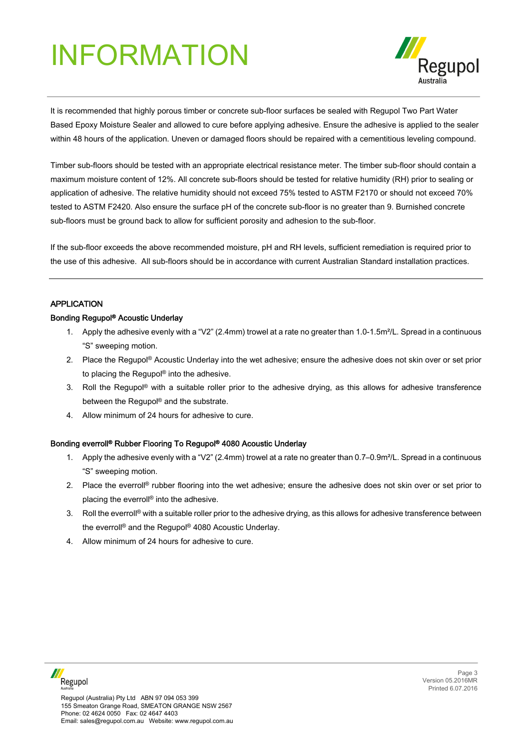# INFORMATION

It is recommended that highly porous timber or concrete sub-floor surfaces be sealed with Regupol Two Part Water Based Epoxy Moisture Sealer and allowed to cure before applying adhesive. Ensure the adhesive is applied to the sealer within 48 hours of the application. Uneven or damaged floors should be repaired with a cementitious leveling compound.

Timber sub-floors should be tested with an appropriate electrical resistance meter. The timber sub-floor should contain a maximum moisture content of 12%. All concrete sub-floors should be tested for relative humidity (RH) prior to sealing or application of adhesive. The relative humidity should not exceed 75% tested to ASTM F2170 or should not exceed 70% tested to ASTM F2420. Also ensure the surface pH of the concrete sub-floor is no greater than 9. Burnished concrete sub-floors must be ground back to allow for sufficient porosity and adhesion to the sub-floor.

If the sub-floor exceeds the above recommended moisture, pH and RH levels, sufficient remediation is required prior to the use of this adhesive. All sub-floors should be in accordance with current Australian Standard installation practices.

---

## APPLICATION

### Bonding Regupol® Acoustic Underlay

1. Apply the adhesive evenly with a "V2" (2.4mm) trowel at a rate no greater than 1.0-1.5m²/L. Spread in a continuous "S" sweeping motion.
2. Place the Regupol® Acoustic Underlay into the wet adhesive; ensure the adhesive does not skin over or set prior to placing the Regupol® into the adhesive.
3. Roll the Regupol® with a suitable roller prior to the adhesive drying, as this allows for adhesive transference between the Regupol® and the substrate.
4. Allow minimum of 24 hours for adhesive to cure.

### Bonding everroll® Rubber Flooring To Regupol® 4080 Acoustic Underlay

1. Apply the adhesive evenly with a "V2" (2.4mm) trowel at a rate no greater than 0.7–0.9m²/L. Spread in a continuous "S" sweeping motion.
2. Place the everroll® rubber flooring into the wet adhesive; ensure the adhesive does not skin over or set prior to placing the everroll® into the adhesive.
3. Roll the everroll® with a suitable roller prior to the adhesive drying, as this allows for adhesive transference between the everroll® and the Regupol® 4080 Acoustic Underlay.
4. Allow minimum of 24 hours for adhesive to cure.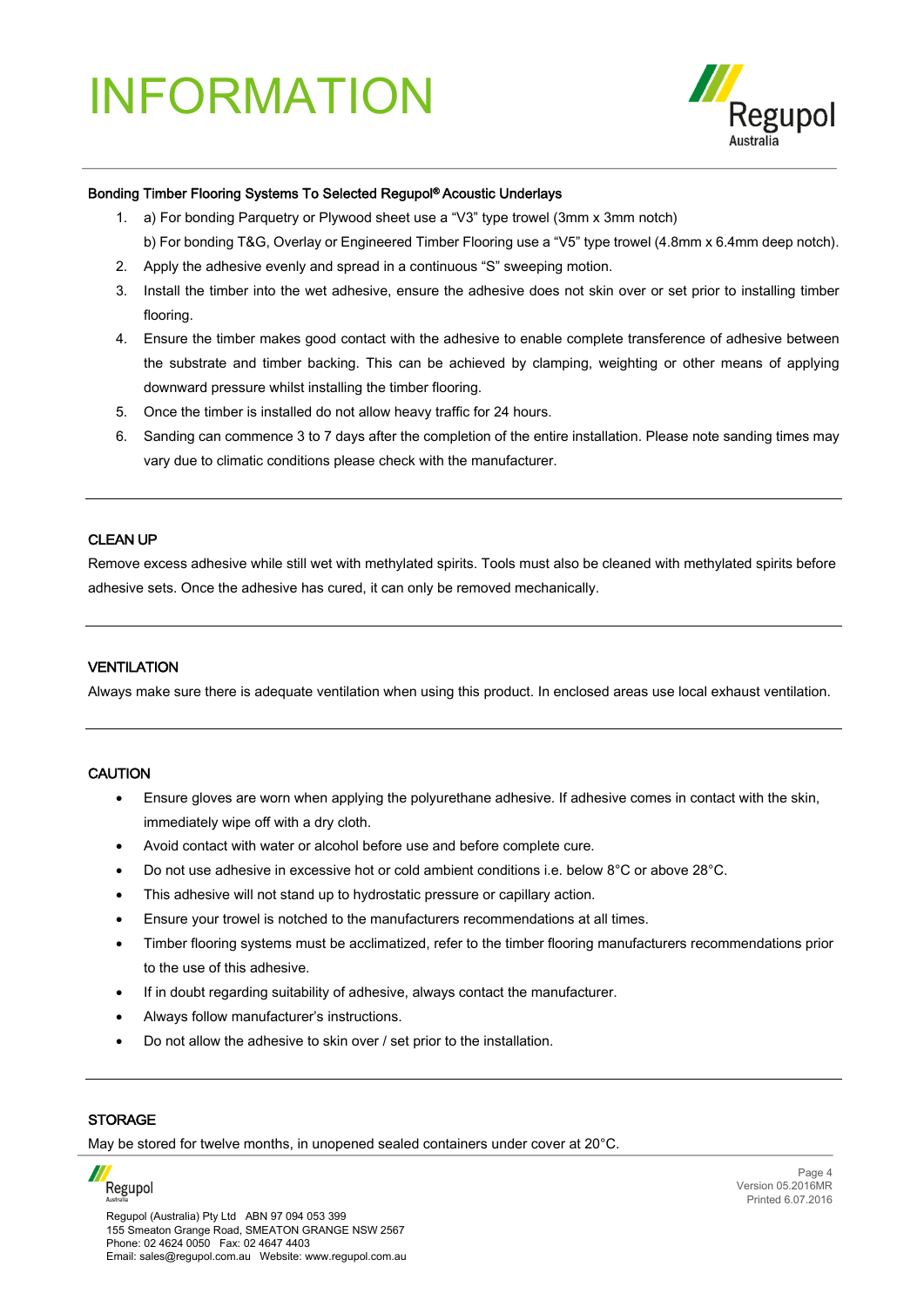# INFORMATION

**Bonding Timber Flooring Systems To Selected Regupol® Acoustic Underlays**

1. a) For bonding Parquetry or Plywood sheet use a "V3" type trowel (3mm x 3mm notch)
   b) For bonding T&G, Overlay or Engineered Timber Flooring use a "V5" type trowel (4.8mm x 6.4mm deep notch).
2. Apply the adhesive evenly and spread in a continuous "S" sweeping motion.
3. Install the timber into the wet adhesive, ensure the adhesive does not skin over or set prior to installing timber flooring.
4. Ensure the timber makes good contact with the adhesive to enable complete transference of adhesive between the substrate and timber backing. This can be achieved by clamping, weighting or other means of applying downward pressure whilst installing the timber flooring.
5. Once the timber is installed do not allow heavy traffic for 24 hours.
6. Sanding can commence 3 to 7 days after the completion of the entire installation. Please note sanding times may vary due to climatic conditions please check with the manufacturer.

---

**CLEAN UP**

Remove excess adhesive while still wet with methylated spirits. Tools must also be cleaned with methylated spirits before adhesive sets. Once the adhesive has cured, it can only be removed mechanically.

---

**VENTILATION**

Always make sure there is adequate ventilation when using this product. In enclosed areas use local exhaust ventilation.

---

**CAUTION**

- Ensure gloves are worn when applying the polyurethane adhesive. If adhesive comes in contact with the skin, immediately wipe off with a dry cloth.
- Avoid contact with water or alcohol before use and before complete cure.
- Do not use adhesive in excessive hot or cold ambient conditions i.e. below 8°C or above 28°C.
- This adhesive will not stand up to hydrostatic pressure or capillary action.
- Ensure your trowel is notched to the manufacturers recommendations at all times.
- Timber flooring systems must be acclimatized, refer to the timber flooring manufacturers recommendations prior to the use of this adhesive.
- If in doubt regarding suitability of adhesive, always contact the manufacturer.
- Always follow manufacturer's instructions.
- Do not allow the adhesive to skin over / set prior to the installation.

---

**STORAGE**

May be stored for twelve months, in unopened sealed containers under cover at 20°C.

Regupol (Australia) Pty Ltd ABN 97 094 053 399
155 Smeaton Grange Road, SMEATON GRANGE NSW 2567
Phone: 02 4624 0050 Fax: 02 4647 4403
Email: sales@regupol.com.au Website: www.regupol.com.au

Version 05.2016MR
Printed 6.07.2016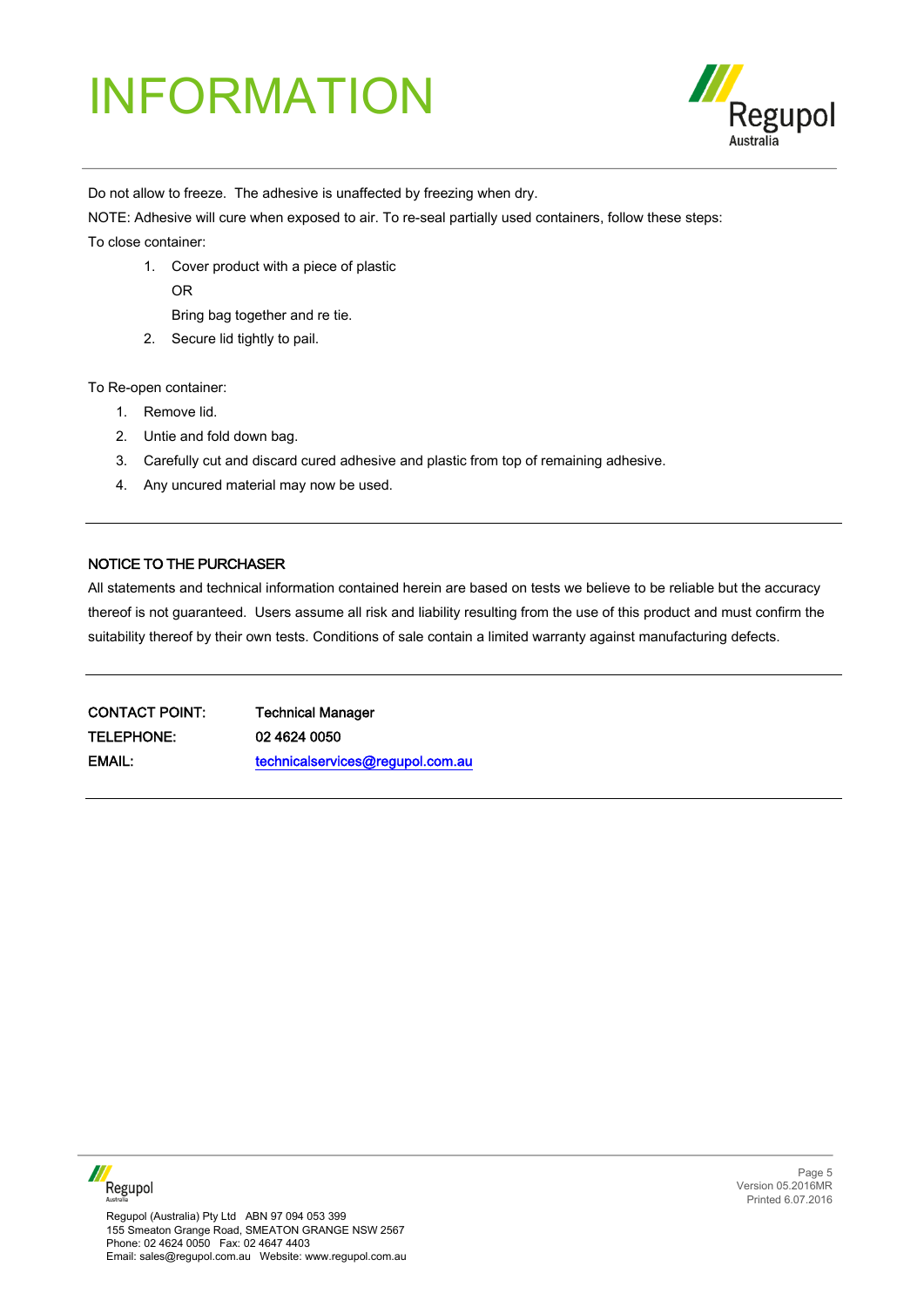Do not allow to freeze. The adhesive is unaffected by freezing when dry.

NOTE: Adhesive will cure when exposed to air. To re-seal partially used containers, follow these steps:

To close container:

1. Cover product with a piece of plastic

   OR

   Bring bag together and re tie.

2. Secure lid tightly to pail.

To Re-open container:

1. Remove lid.
2. Untie and fold down bag.
3. Carefully cut and discard cured adhesive and plastic from top of remaining adhesive.
4. Any uncured material may now be used.

---

**NOTICE TO THE PURCHASER**

All statements and technical information contained herein are based on tests we believe to be reliable but the accuracy thereof is not guaranteed. Users assume all risk and liability resulting from the use of this product and must confirm the suitability thereof by their own tests. Conditions of sale contain a limited warranty against manufacturing defects.

---

| | |
|---|---|
| CONTACT POINT: | Technical Manager |
| TELEPHONE: | 02 4624 0050 |
| EMAIL: | technicalservices@regupol.com.au |

---

Regupol (Australia) Pty Ltd ABN 97 094 053 399
155 Smeaton Grange Road, SMEATON GRANGE NSW 2567
Phone: 02 4624 0050 Fax: 02 4647 4403
Email: sales@regupol.com.au Website: www.regupol.com.au

Version 05.2016MR
Printed 6.07.2016